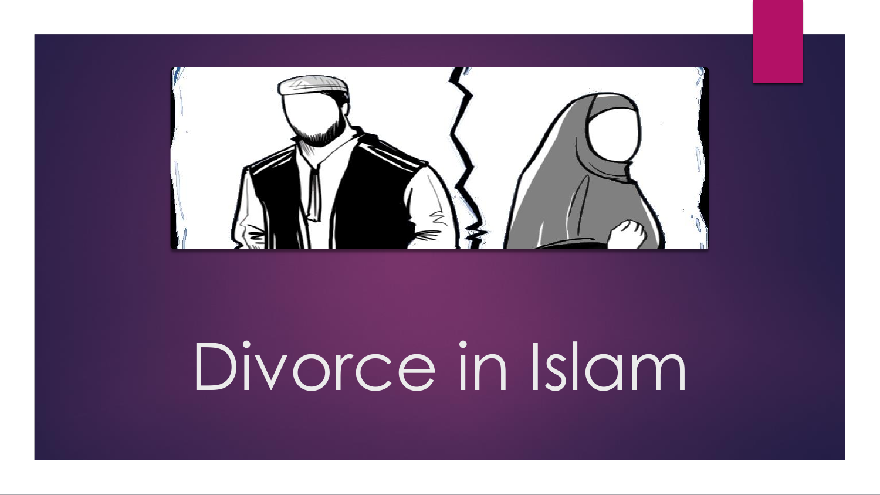# Divorce in Islam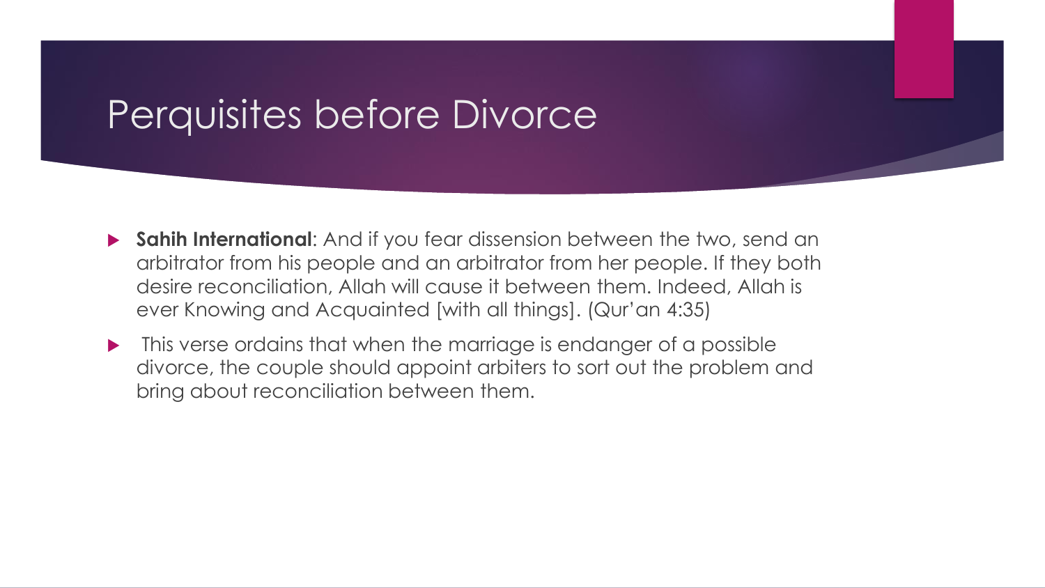# Perquisites before Divorce

- **Sahih International**: And if you fear dissension between the two, send an arbitrator from his people and an arbitrator from her people. If they both desire reconciliation, Allah will cause it between them. Indeed, Allah is ever Knowing and Acquainted [with all things]. (Qur'an 4:35)
- This verse ordains that when the marriage is endanger of a possible divorce, the couple should appoint arbiters to sort out the problem and bring about reconciliation between them.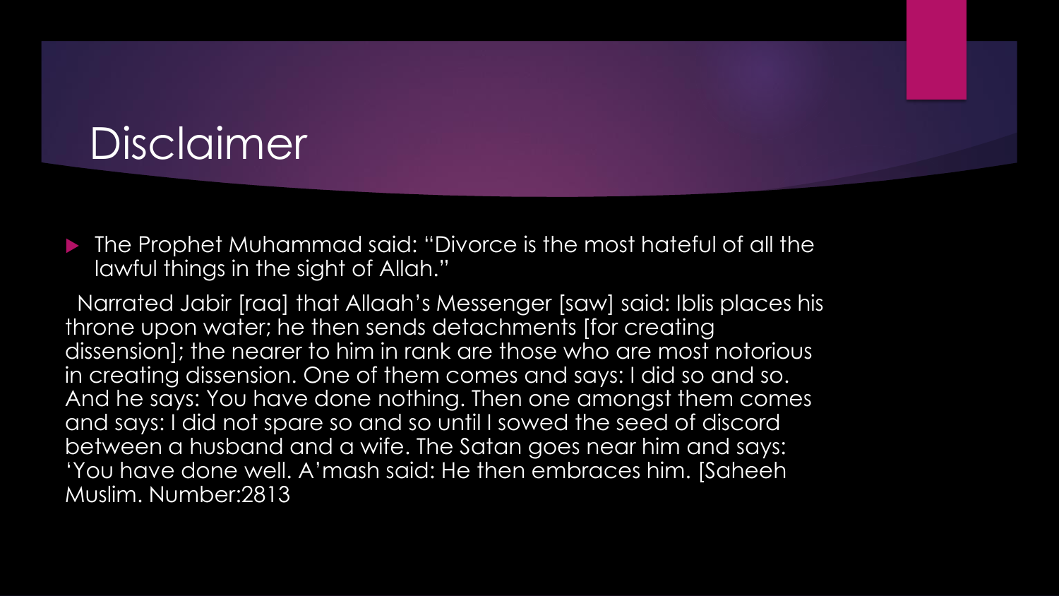# Disclaimer

- The Prophet Muhammad said: “Divorce is the most hateful of all the lawful things in the sight of Allah.”

Narrated Jabir [raa] that Allaah’s Messenger [saw] said: Iblis places his throne upon water; he then sends detachments [for creating dissension]; the nearer to him in rank are those who are most notorious in creating dissension. One of them comes and says: I did so and so. And he says: You have done nothing. Then one amongst them comes and says: I did not spare so and so until I sowed the seed of discord between a husband and a wife. The Satan goes near him and says: ‘You have done well. A’mash said: He then embraces him. [Saheeh Muslim. Number:2813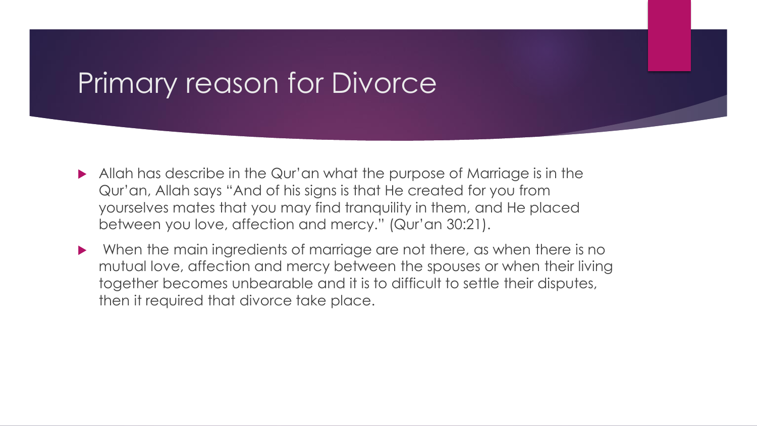# Primary reason for Divorce

- Allah has describe in the Qur'an what the purpose of Marriage is in the Qur'an, Allah says "And of his signs is that He created for you from yourselves mates that you may find tranquility in them, and He placed between you love, affection and mercy." (Qur'an 30:21).
- When the main ingredients of marriage are not there, as when there is no mutual love, affection and mercy between the spouses or when their living together becomes unbearable and it is to difficult to settle their disputes, then it required that divorce take place.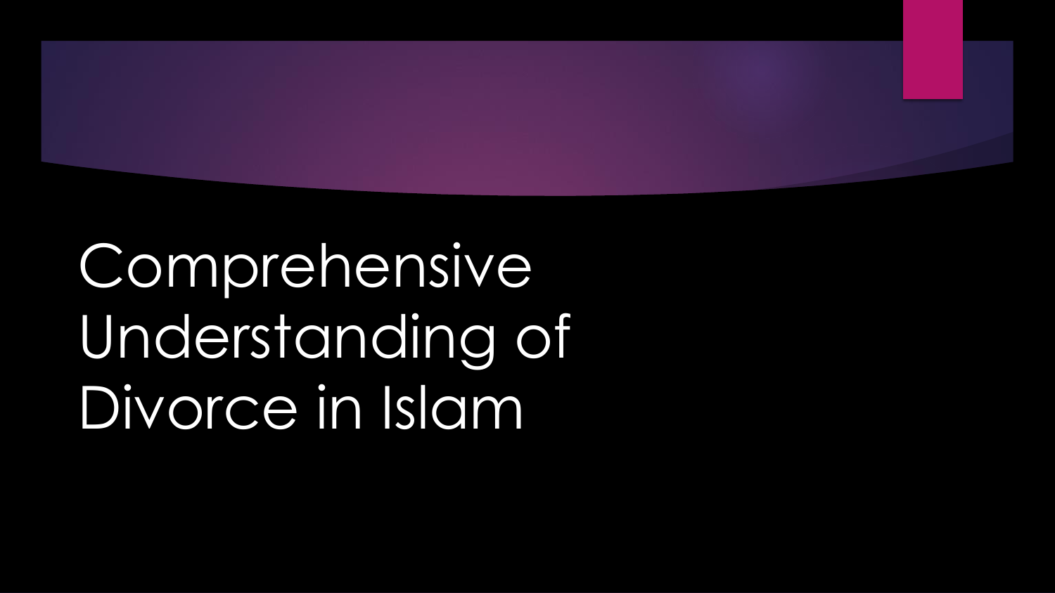# Comprehensive Understanding of Divorce in Islam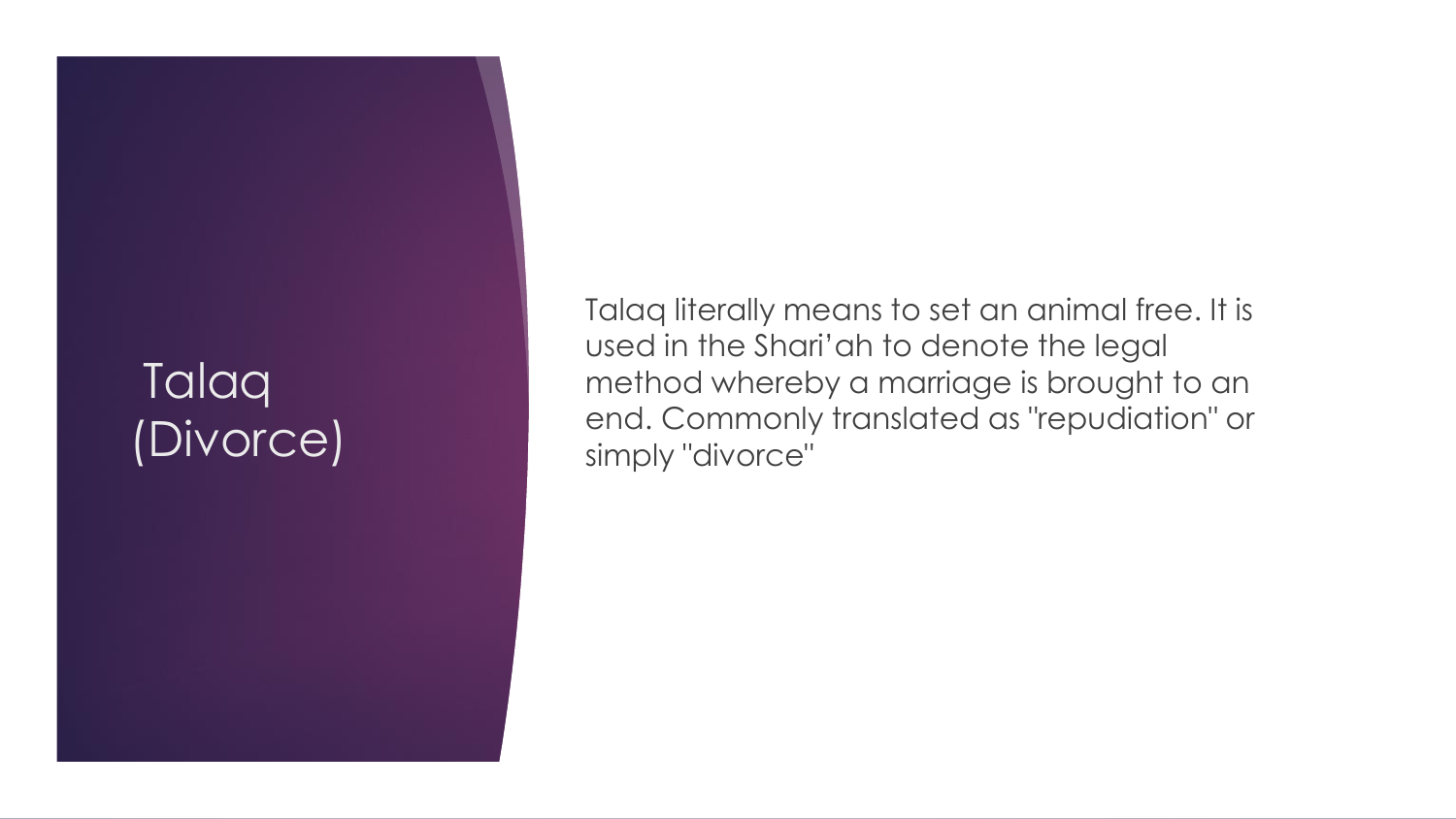# Talaq (Divorce)

Talaq literally means to set an animal free. It is used in the Shari'ah to denote the legal method whereby a marriage is brought to an end. Commonly translated as "repudiation" or simply "divorce"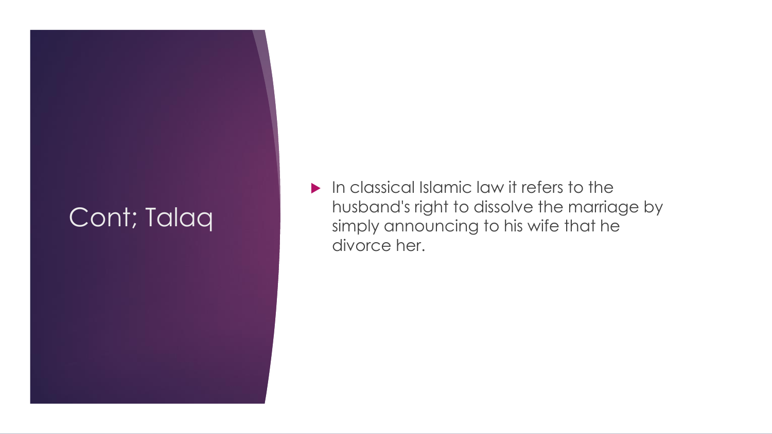# Cont; Talaq

- In classical Islamic law it refers to the husband's right to dissolve the marriage by simply announcing to his wife that he divorce her.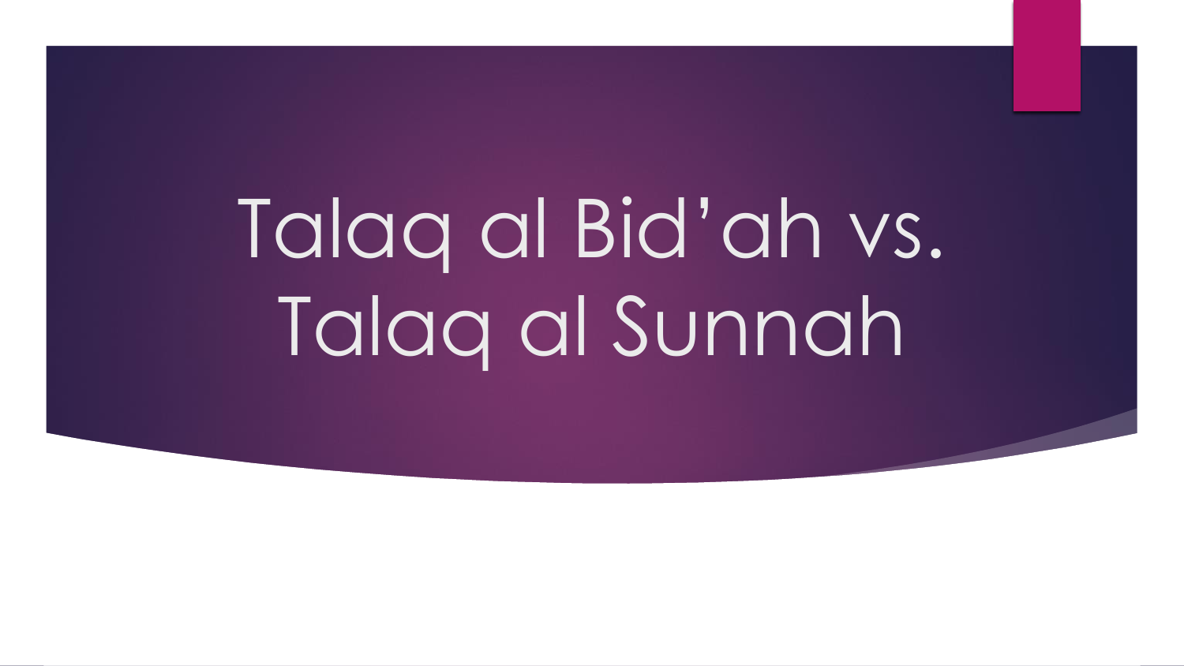# Talaq al Bid'ah vs. Talaq al Sunnah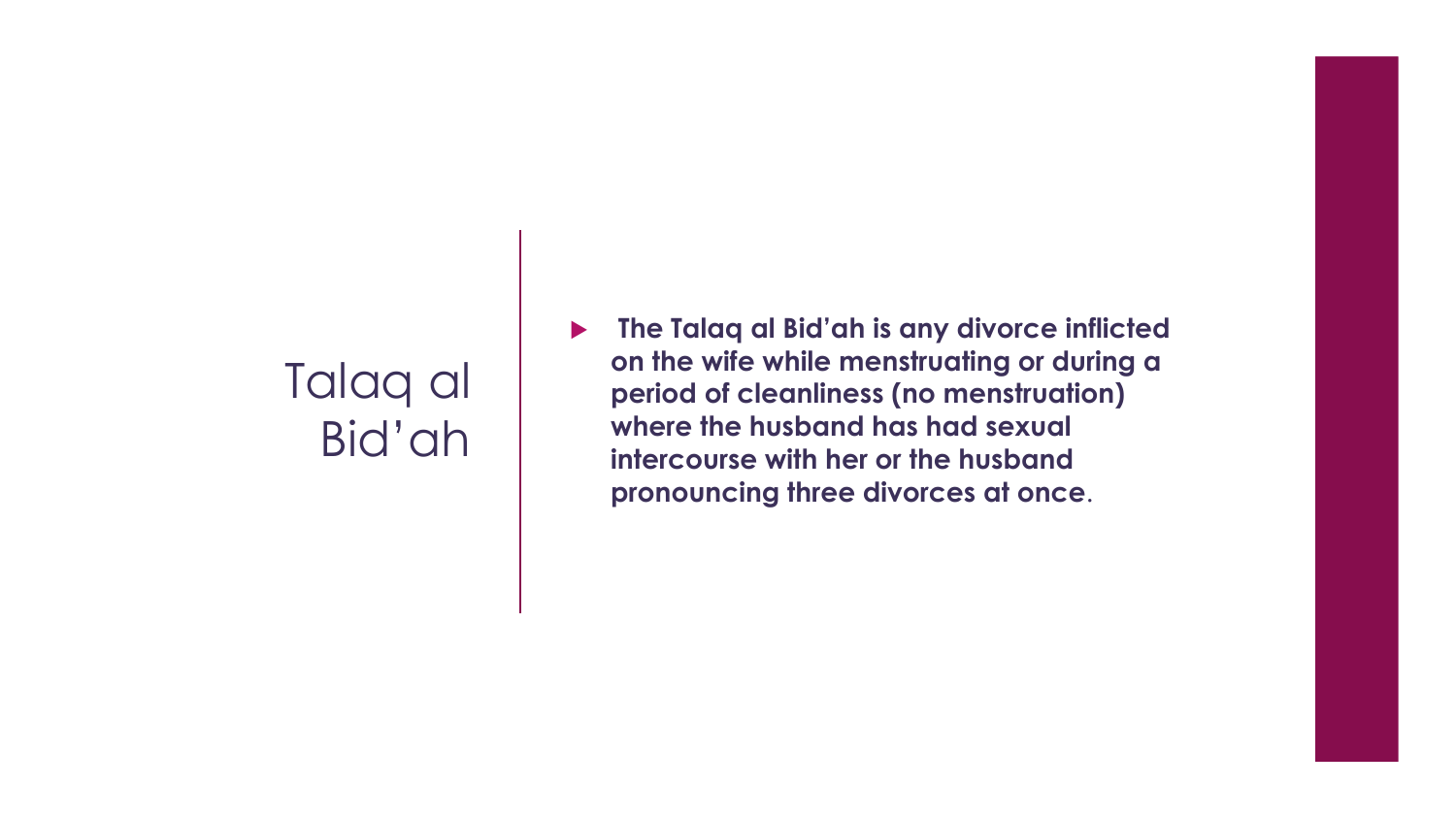# Talaq al Bid'ah

- **The Talaq al Bid'ah is any divorce inflicted on the wife while menstruating or during a period of cleanliness (no menstruation) where the husband has had sexual intercourse with her or the husband pronouncing three divorces at once**.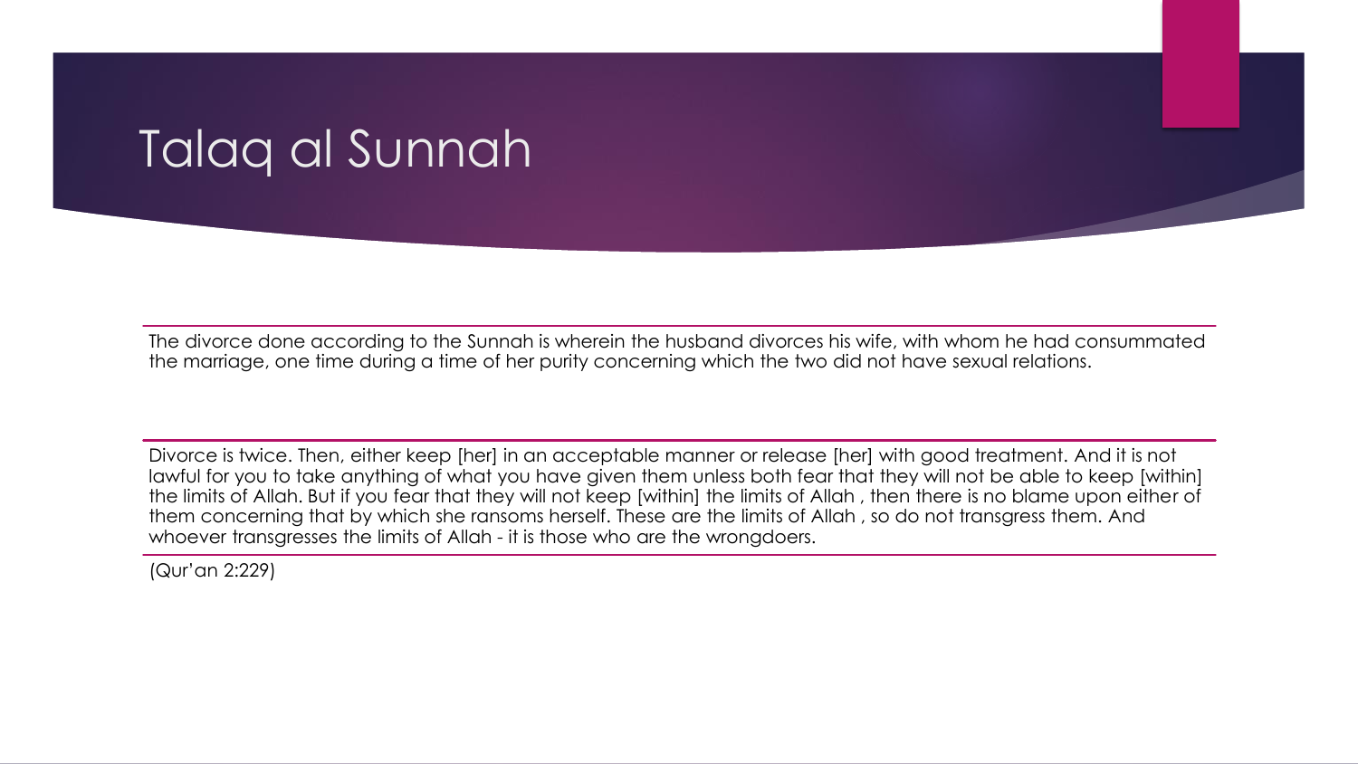# Talaq al Sunnah

The divorce done according to the Sunnah is wherein the husband divorces his wife, with whom he had consummated the marriage, one time during a time of her purity concerning which the two did not have sexual relations.

Divorce is twice. Then, either keep [her] in an acceptable manner or release [her] with good treatment. And it is not lawful for you to take anything of what you have given them unless both fear that they will not be able to keep [within] the limits of Allah. But if you fear that they will not keep [within] the limits of Allah , then there is no blame upon either of them concerning that by which she ransoms herself. These are the limits of Allah , so do not transgress them. And whoever transgresses the limits of Allah - it is those who are the wrongdoers.

(Qur'an 2:229)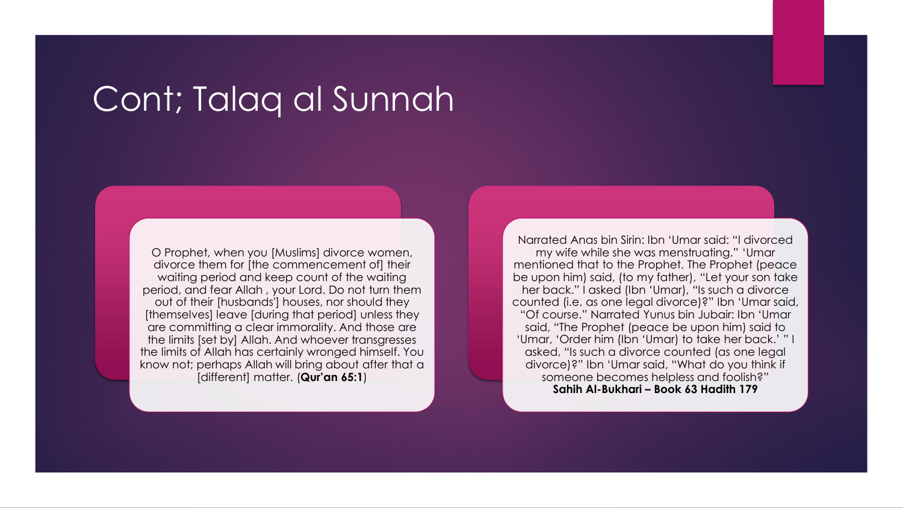# Cont; Talaq al Sunnah

O Prophet, when you [Muslims] divorce women, divorce them for [the commencement of] their waiting period and keep count of the waiting period, and fear Allah , your Lord. Do not turn them out of their [husbands'] houses, nor should they [themselves] leave [during that period] unless they are committing a clear immorality. And those are the limits [set by] Allah. And whoever transgresses the limits of Allah has certainly wronged himself. You know not; perhaps Allah will bring about after that a [different] matter. (**Qur'an 65:1**)

Narrated Anas bin Sirin: Ibn 'Umar said: "I divorced my wife while she was menstruating." 'Umar mentioned that to the Prophet. The Prophet (peace be upon him) said, (to my father), "Let your son take her back." I asked (Ibn 'Umar), "Is such a divorce counted (i.e. as one legal divorce)?" Ibn 'Umar said, "Of course." Narrated Yunus bin Jubair: Ibn 'Umar said, "The Prophet (peace be upon him) said to 'Umar, 'Order him (Ibn 'Umar) to take her back.' " I asked, "Is such a divorce counted (as one legal divorce)?" Ibn 'Umar said, "What do you think if someone becomes helpless and foolish?"
**Sahih Al-Bukhari – Book 63 Hadith 179**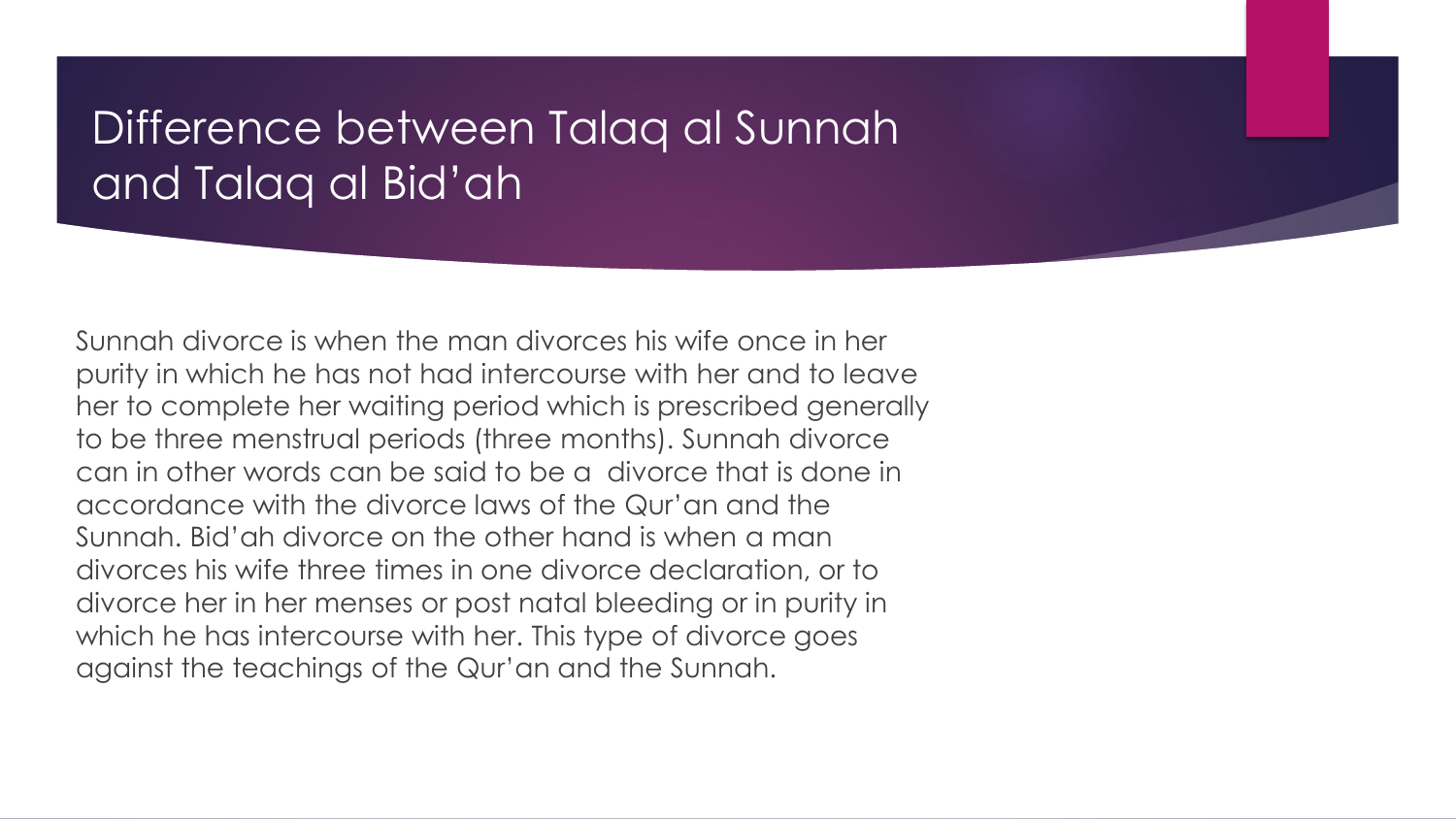# Difference between Talaq al Sunnah and Talaq al Bid'ah

Sunnah divorce is when the man divorces his wife once in her purity in which he has not had intercourse with her and to leave her to complete her waiting period which is prescribed generally to be three menstrual periods (three months). Sunnah divorce can in other words can be said to be a divorce that is done in accordance with the divorce laws of the Qur'an and the Sunnah. Bid'ah divorce on the other hand is when a man divorces his wife three times in one divorce declaration, or to divorce her in her menses or post natal bleeding or in purity in which he has intercourse with her. This type of divorce goes against the teachings of the Qur'an and the Sunnah.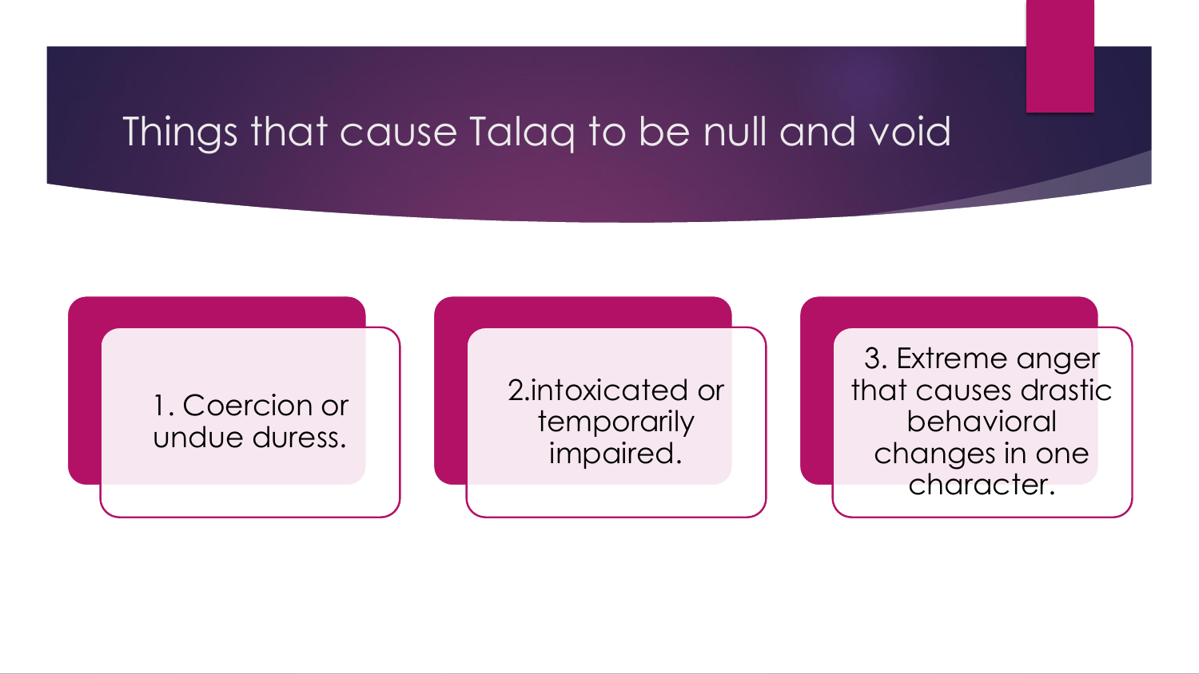# Things that cause Talaq to be null and void

1. Coercion or undue duress.

2.intoxicated or temporarily impaired.

3. Extreme anger that causes drastic behavioral changes in one character.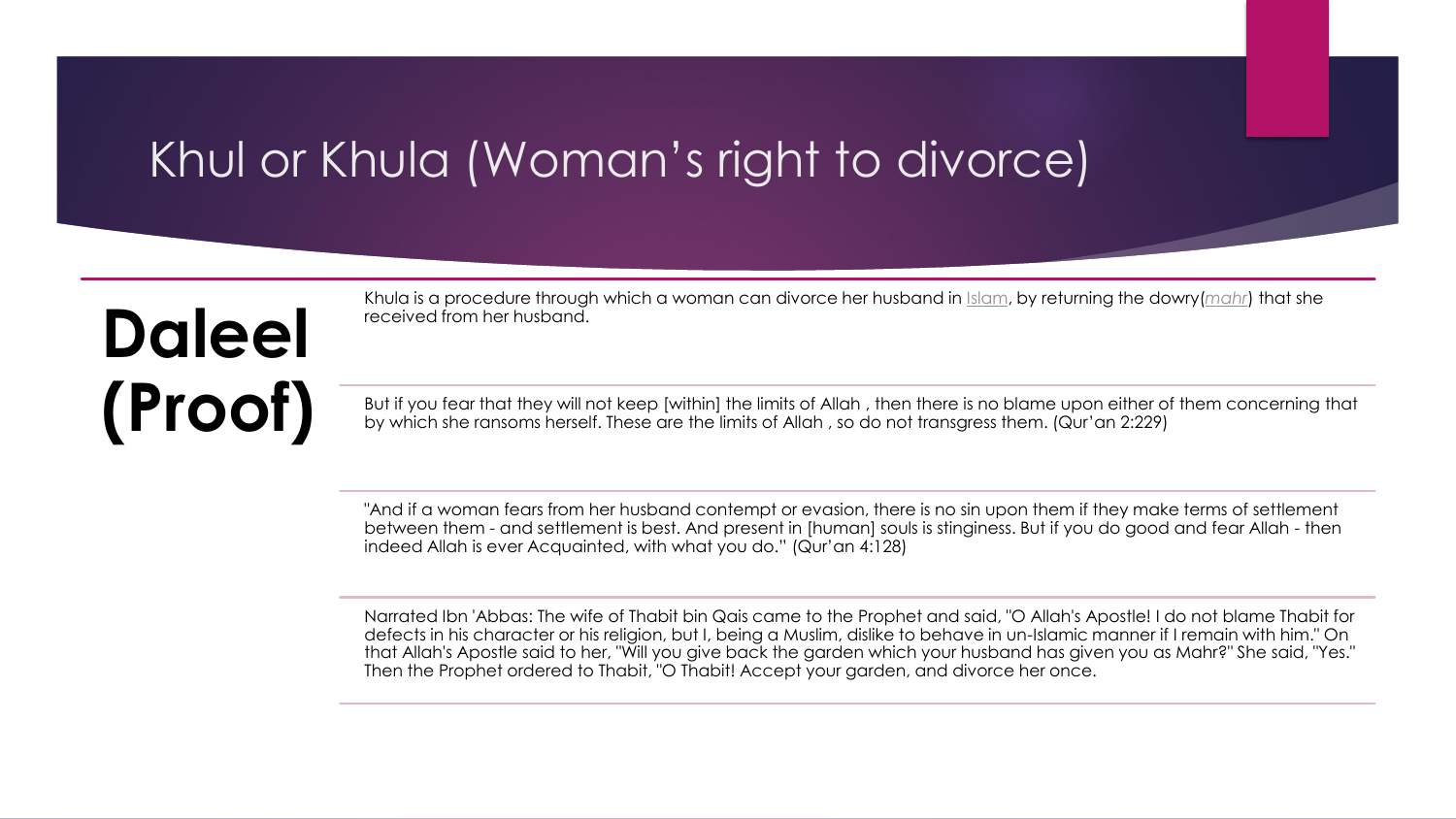# Khul or Khula (Woman's right to divorce)

## Daleel (Proof)

Khula is a procedure through which a woman can divorce her husband in Islam, by returning the dowry(*mahr*) that she received from her husband.

But if you fear that they will not keep [within] the limits of Allah , then there is no blame upon either of them concerning that by which she ransoms herself. These are the limits of Allah , so do not transgress them. (Qur'an 2:229)

"And if a woman fears from her husband contempt or evasion, there is no sin upon them if they make terms of settlement between them - and settlement is best. And present in [human] souls is stinginess. But if you do good and fear Allah - then indeed Allah is ever Acquainted, with what you do." (Qur'an 4:128)

Narrated Ibn 'Abbas: The wife of Thabit bin Qais came to the Prophet and said, "O Allah's Apostle! I do not blame Thabit for defects in his character or his religion, but I, being a Muslim, dislike to behave in un-Islamic manner if I remain with him." On that Allah's Apostle said to her, "Will you give back the garden which your husband has given you as Mahr?" She said, "Yes." Then the Prophet ordered to Thabit, "O Thabit! Accept your garden, and divorce her once.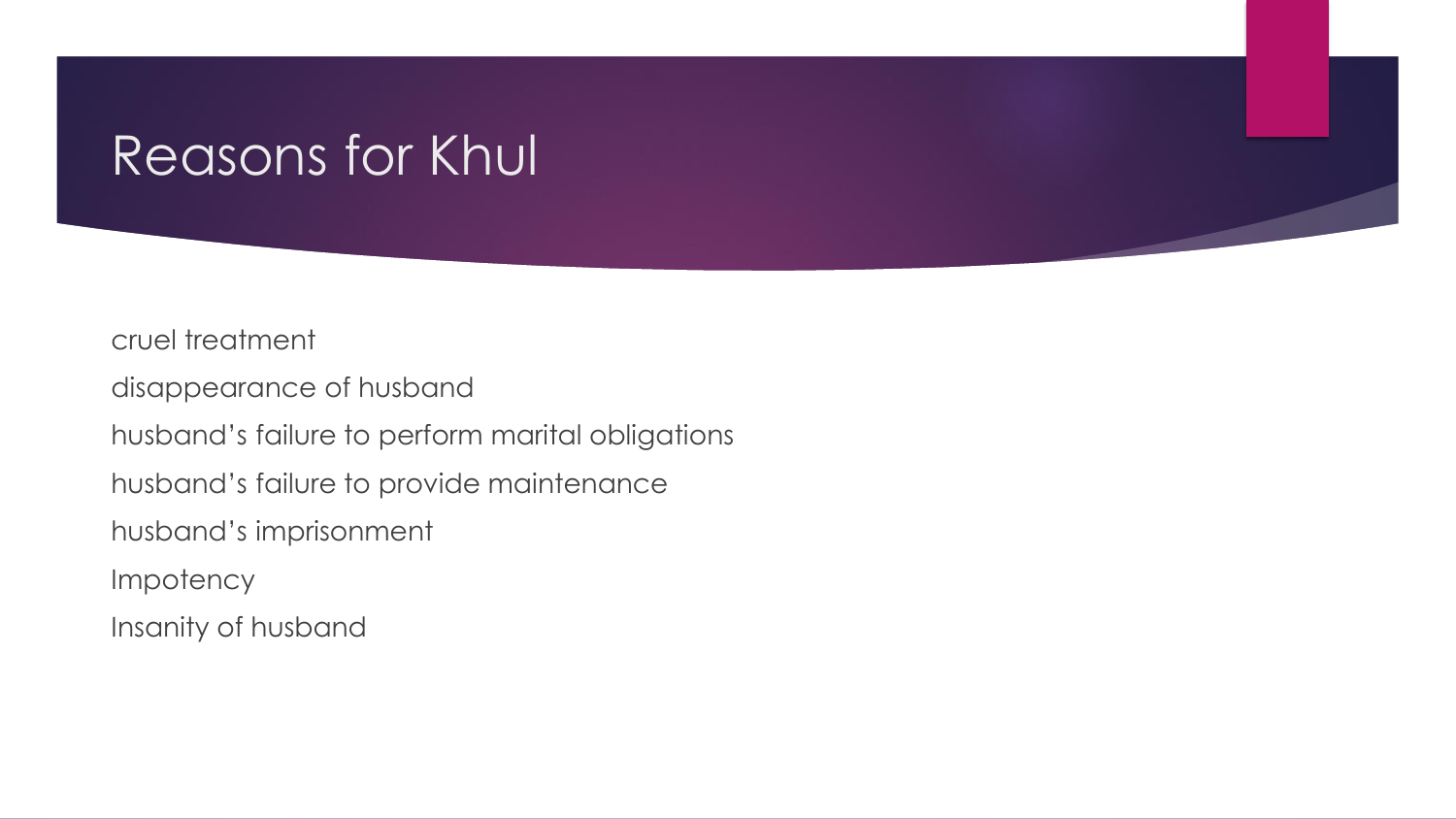# Reasons for Khul

cruel treatment

disappearance of husband

husband's failure to perform marital obligations

husband's failure to provide maintenance

husband's imprisonment

Impotency

Insanity of husband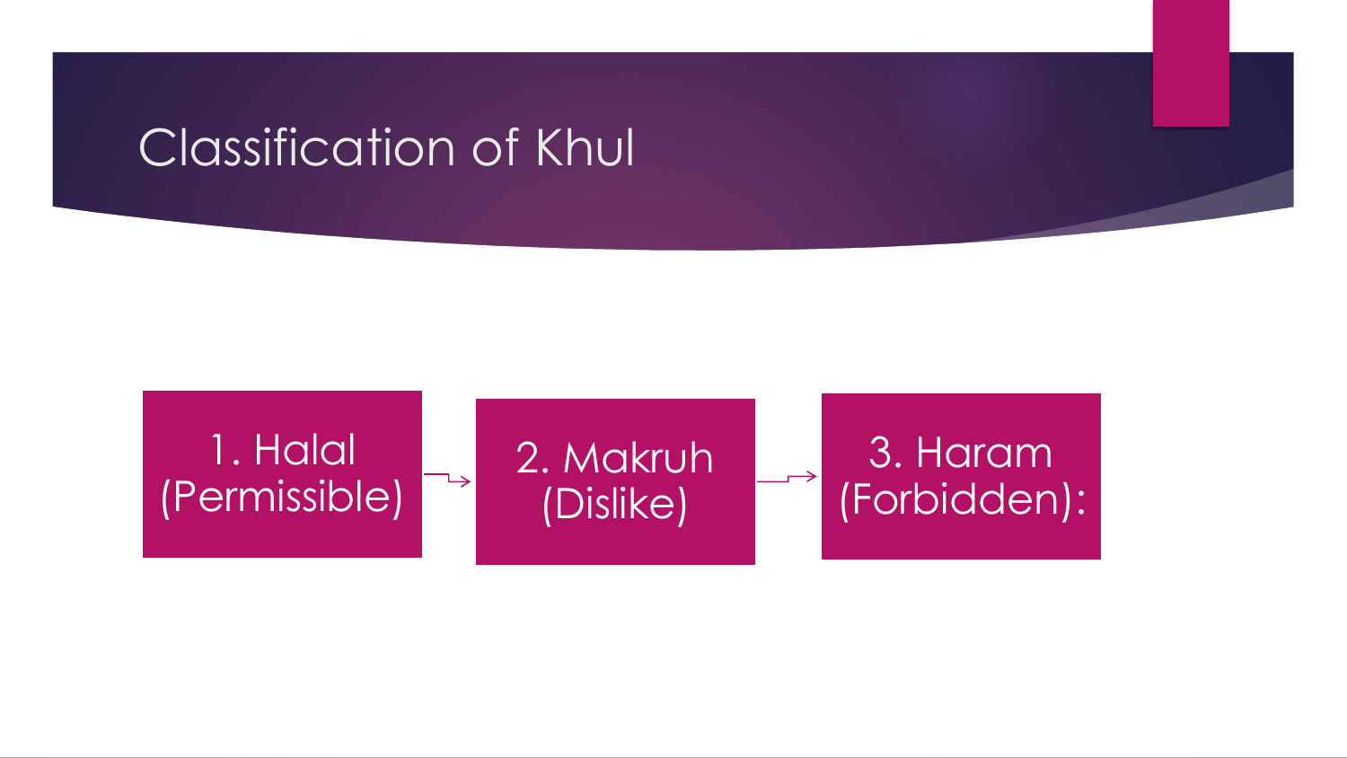# Classification of Khul

1. Halal (Permissible)
2. Makruh (Dislike)
3. Haram (Forbidden):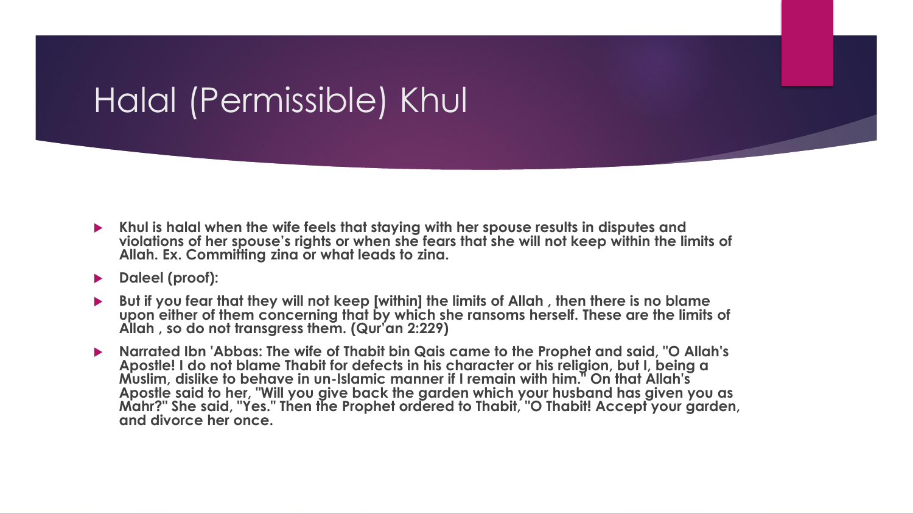# Halal (Permissible) Khul

- **Khul is halal when the wife feels that staying with her spouse results in disputes and violations of her spouse's rights or when she fears that she will not keep within the limits of Allah. Ex. Committing zina or what leads to zina.**
- **Daleel (proof):**
- **But if you fear that they will not keep [within] the limits of Allah , then there is no blame upon either of them concerning that by which she ransoms herself. These are the limits of Allah , so do not transgress them. (Qur'an 2:229)**
- **Narrated Ibn 'Abbas: The wife of Thabit bin Qais came to the Prophet and said, "O Allah's Apostle! I do not blame Thabit for defects in his character or his religion, but I, being a Muslim, dislike to behave in un-Islamic manner if I remain with him." On that Allah's Apostle said to her, "Will you give back the garden which your husband has given you as Mahr?" She said, "Yes." Then the Prophet ordered to Thabit, "O Thabit! Accept your garden, and divorce her once.**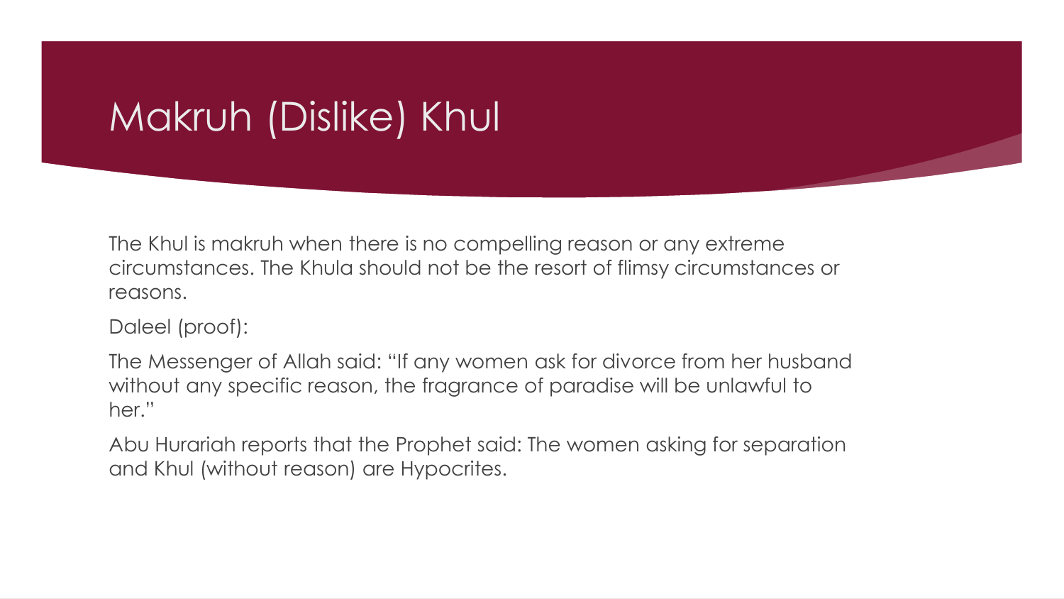# Makruh (Dislike) Khul

The Khul is makruh when there is no compelling reason or any extreme circumstances. The Khula should not be the resort of flimsy circumstances or reasons.

Daleel (proof):

The Messenger of Allah said: “If any women ask for divorce from her husband without any specific reason, the fragrance of paradise will be unlawful to her.”

Abu Hurariah reports that the Prophet said: The women asking for separation and Khul (without reason) are Hypocrites.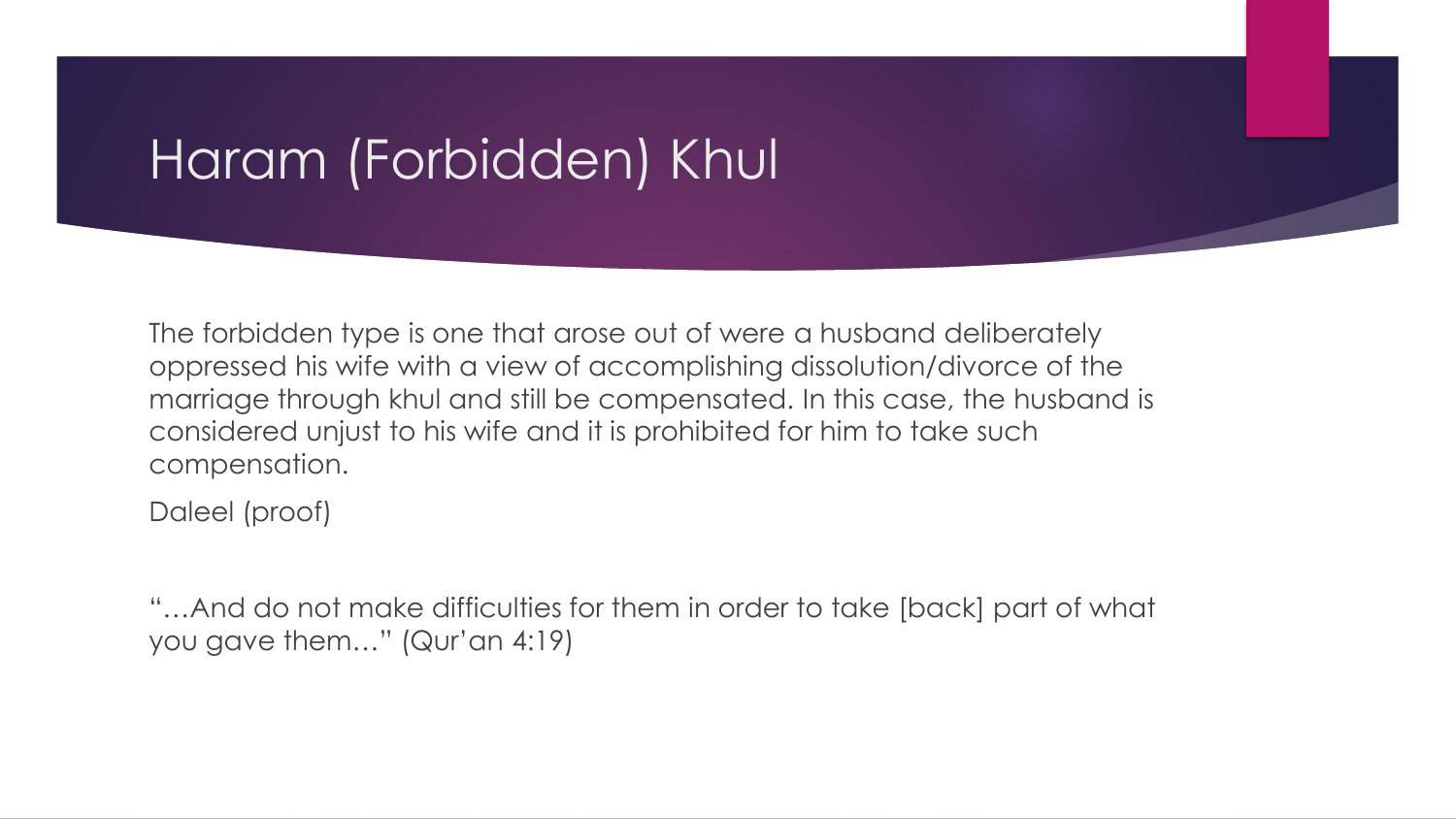# Haram (Forbidden) Khul

The forbidden type is one that arose out of were a husband deliberately oppressed his wife with a view of accomplishing dissolution/divorce of the marriage through khul and still be compensated. In this case, the husband is considered unjust to his wife and it is prohibited for him to take such compensation.

Daleel (proof)

"…And do not make difficulties for them in order to take [back] part of what you gave them…" (Qur'an 4:19)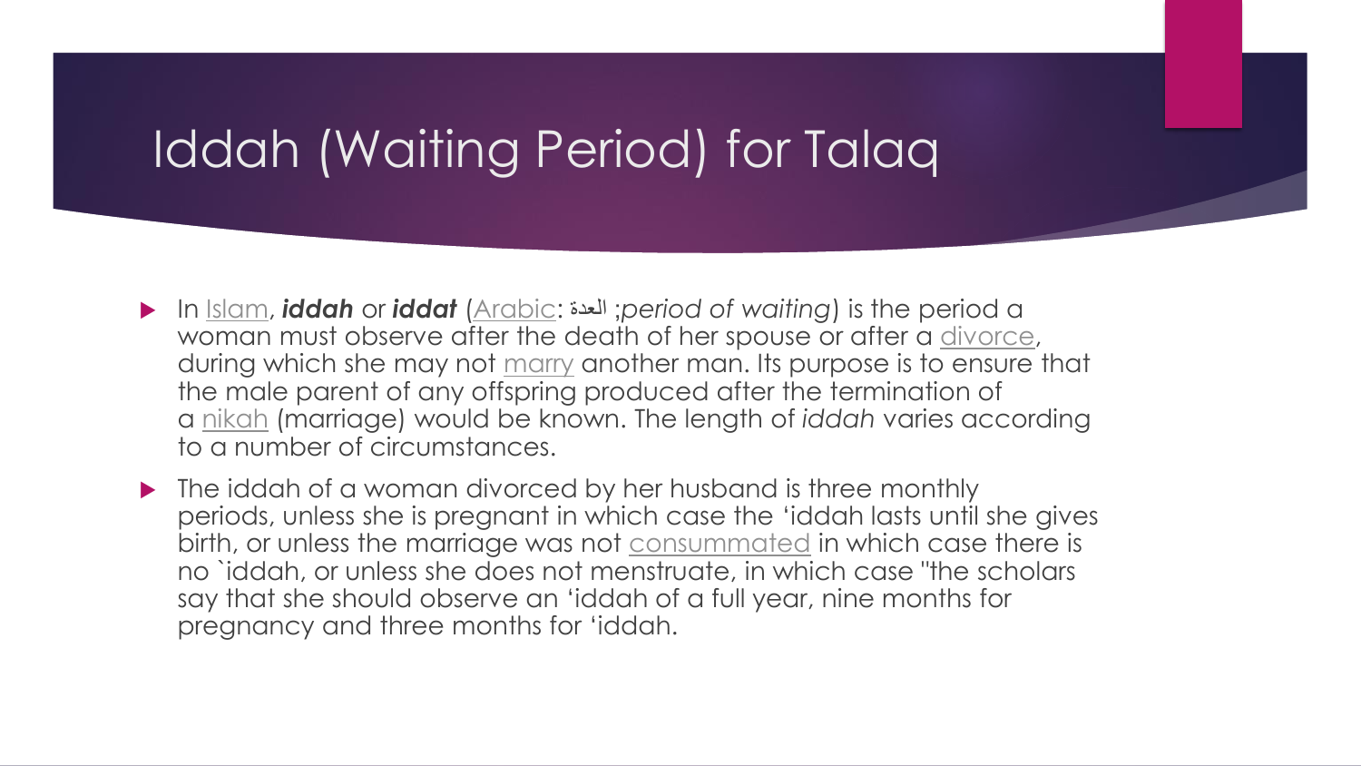# Iddah (Waiting Period) for Talaq

- In Islam, ***iddah*** or ***iddat*** (Arabic: العدة ;*period of waiting*) is the period a woman must observe after the death of her spouse or after a divorce, during which she may not marry another man. Its purpose is to ensure that the male parent of any offspring produced after the termination of a nikah (marriage) would be known. The length of *iddah* varies according to a number of circumstances.
- The iddah of a woman divorced by her husband is three monthly periods, unless she is pregnant in which case the 'iddah lasts until she gives birth, or unless the marriage was not consummated in which case there is no `iddah, or unless she does not menstruate, in which case "the scholars say that she should observe an 'iddah of a full year, nine months for pregnancy and three months for 'iddah.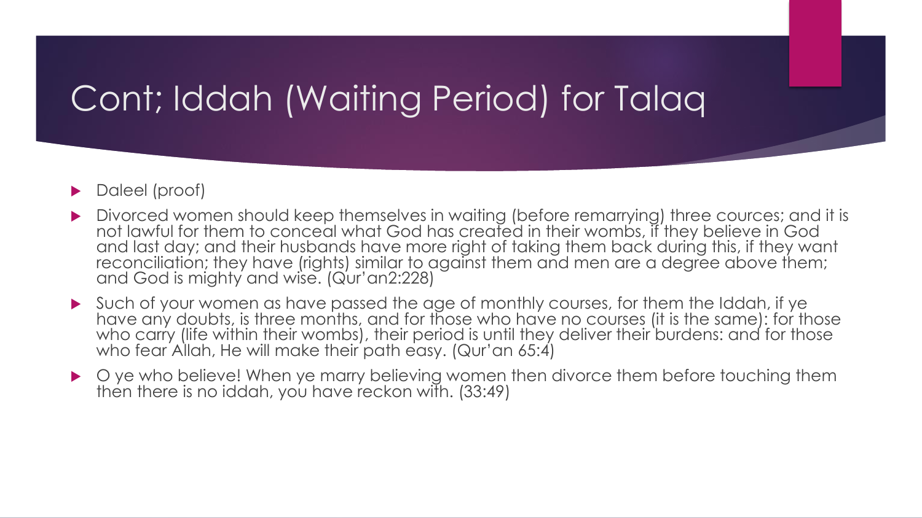# Cont; Iddah (Waiting Period) for Talaq

- Daleel (proof)
- Divorced women should keep themselves in waiting (before remarrying) three cources; and it is not lawful for them to conceal what God has created in their wombs, if they believe in God and last day; and their husbands have more right of taking them back during this, if they want reconciliation; they have (rights) similar to against them and men are a degree above them; and God is mighty and wise. (Qur'an2:228)
- Such of your women as have passed the age of monthly courses, for them the Iddah, if ye have any doubts, is three months, and for those who have no courses (it is the same): for those who carry (life within their wombs), their period is until they deliver their burdens: and for those who fear Allah, He will make their path easy. (Qur'an 65:4)
- O ye who believe! When ye marry believing women then divorce them before touching them then there is no iddah, you have reckon with. (33:49)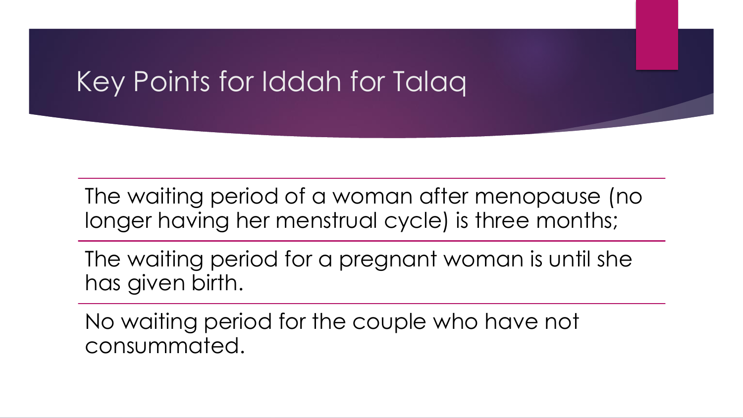# Key Points for Iddah for Talaq

The waiting period of a woman after menopause (no longer having her menstrual cycle) is three months;

The waiting period for a pregnant woman is until she has given birth.

No waiting period for the couple who have not consummated.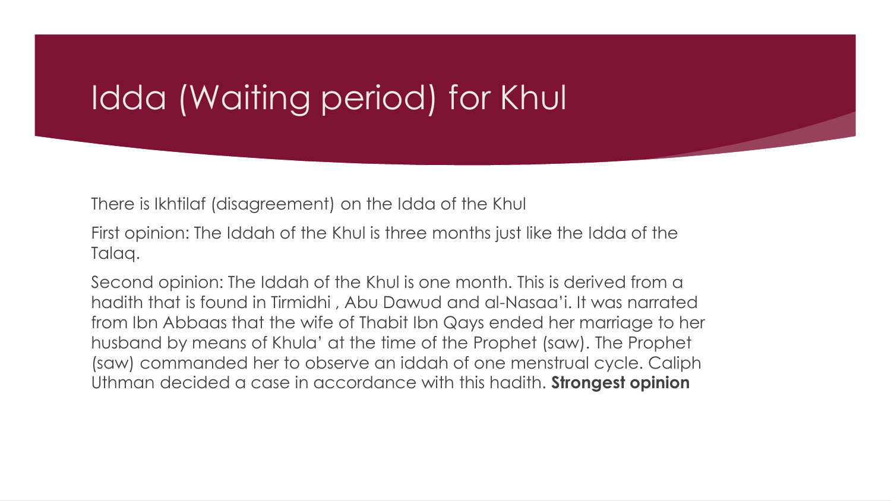# Idda (Waiting period) for Khul

There is Ikhtilaf (disagreement) on the Idda of the Khul

First opinion: The Iddah of the Khul is three months just like the Idda of the Talaq.

Second opinion: The Iddah of the Khul is one month. This is derived from a hadith that is found in Tirmidhi , Abu Dawud and al-Nasaa'i. It was narrated from Ibn Abbaas that the wife of Thabit Ibn Qays ended her marriage to her husband by means of Khula' at the time of the Prophet (saw). The Prophet (saw) commanded her to observe an iddah of one menstrual cycle. Caliph Uthman decided a case in accordance with this hadith. **Strongest opinion**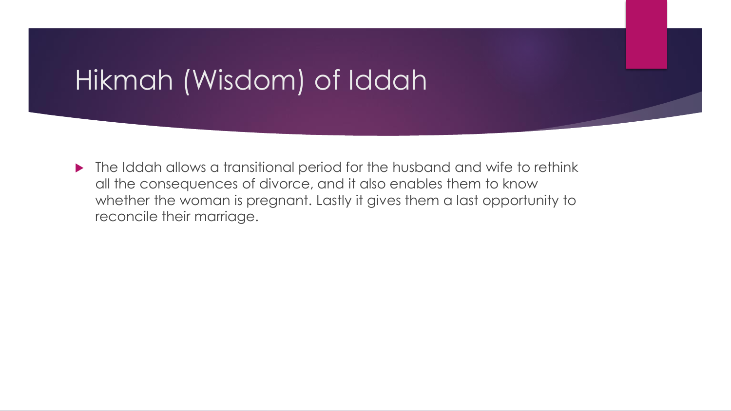# Hikmah (Wisdom) of Iddah

- The Iddah allows a transitional period for the husband and wife to rethink all the consequences of divorce, and it also enables them to know whether the woman is pregnant. Lastly it gives them a last opportunity to reconcile their marriage.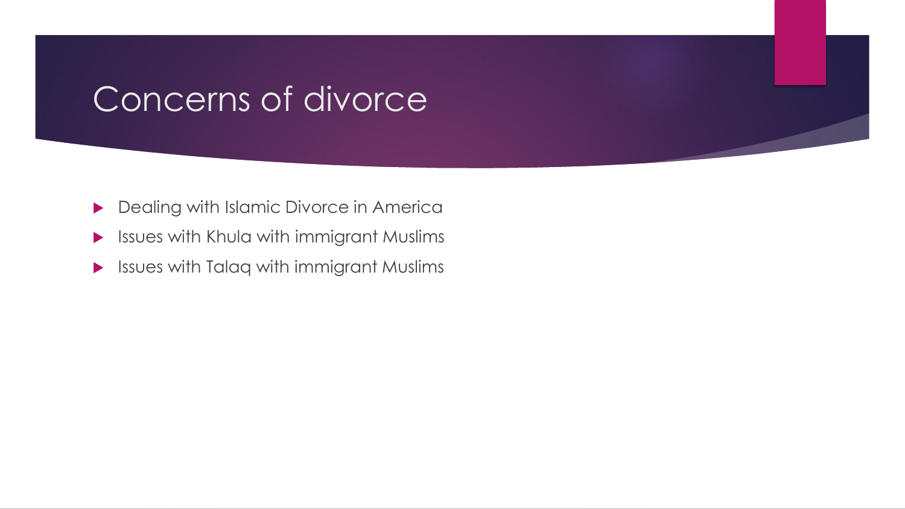# Concerns of divorce

- Dealing with Islamic Divorce in America
- Issues with Khula with immigrant Muslims
- Issues with Talaq with immigrant Muslims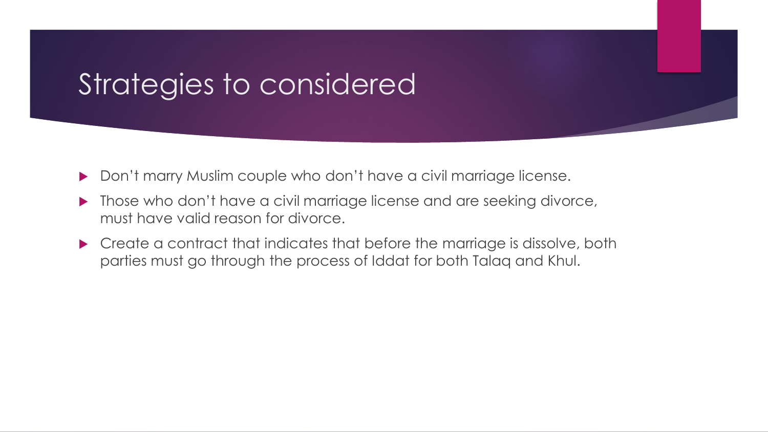# Strategies to considered

- Don't marry Muslim couple who don't have a civil marriage license.
- Those who don't have a civil marriage license and are seeking divorce, must have valid reason for divorce.
- Create a contract that indicates that before the marriage is dissolve, both parties must go through the process of Iddat for both Talaq and Khul.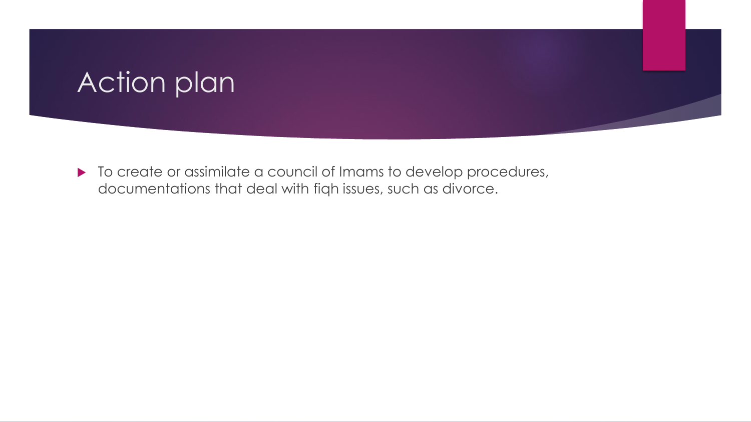# Action plan

- To create or assimilate a council of Imams to develop procedures, documentations that deal with fiqh issues, such as divorce.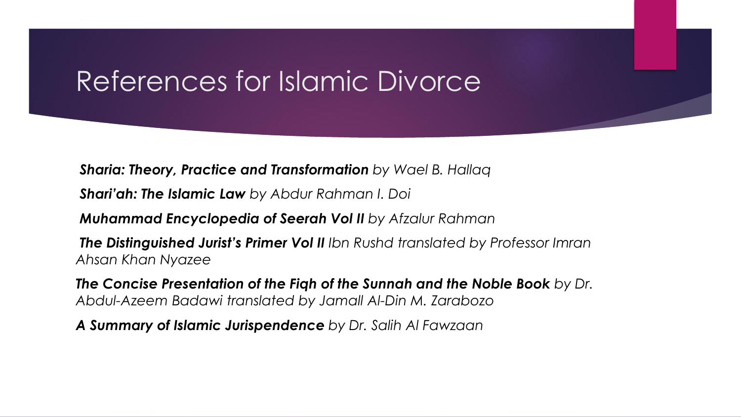# References for Islamic Divorce

***Sharia: Theory, Practice and Transformation*** *by Wael B. Hallaq*

***Shari'ah: The Islamic Law*** *by Abdur Rahman I. Doi*

***Muhammad Encyclopedia of Seerah Vol II*** *by Afzalur Rahman*

***The Distinguished Jurist's Primer Vol II*** *Ibn Rushd translated by Professor Imran Ahsan Khan Nyazee*

***The Concise Presentation of the Fiqh of the Sunnah and the Noble Book*** *by Dr. Abdul-Azeem Badawi translated by Jamall Al-Din M. Zarabozo*

***A Summary of Islamic Jurispendence*** *by Dr. Salih Al Fawzaan*